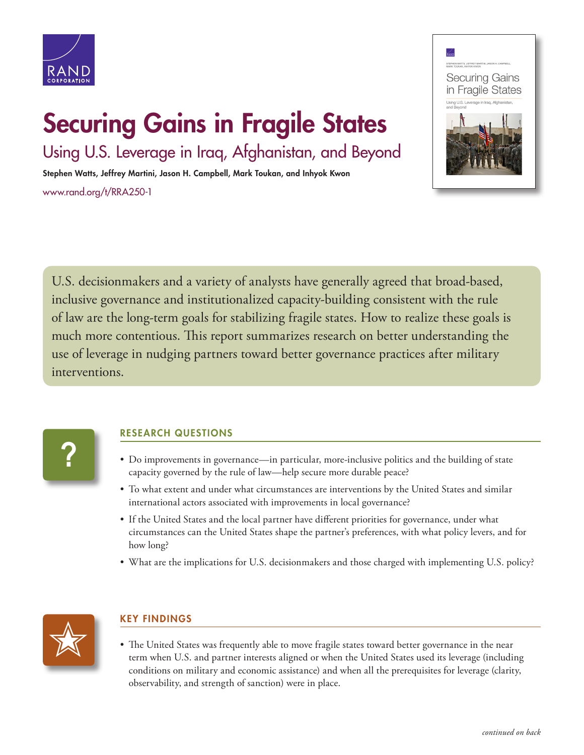# Securing Gains in Fragile States

## Using U.S. Leverage in Iraq, Afghanistan, and Beyond

**Stephen Watts, Jeffrey Martini, Jason H. Campbell, Mark Toukan, and Inhyok Kwon**

www.rand.org/t/RRA250-1

U.S. decisionmakers and a variety of analysts have generally agreed that broad-based, inclusive governance and institutionalized capacity-building consistent with the rule of law are the long-term goals for stabilizing fragile states. How to realize these goals is much more contentious. This report summarizes research on better understanding the use of leverage in nudging partners toward better governance practices after military interventions.

### RESEARCH QUESTIONS

- Do improvements in governance—in particular, more-inclusive politics and the building of state capacity governed by the rule of law—help secure more durable peace?
- To what extent and under what circumstances are interventions by the United States and similar international actors associated with improvements in local governance?
- If the United States and the local partner have different priorities for governance, under what circumstances can the United States shape the partner's preferences, with what policy levers, and for how long?
- What are the implications for U.S. decisionmakers and those charged with implementing U.S. policy?

### KEY FINDINGS

- The United States was frequently able to move fragile states toward better governance in the near term when U.S. and partner interests aligned or when the United States used its leverage (including conditions on military and economic assistance) and when all the prerequisites for leverage (clarity, observability, and strength of sanction) were in place.

*continued on back*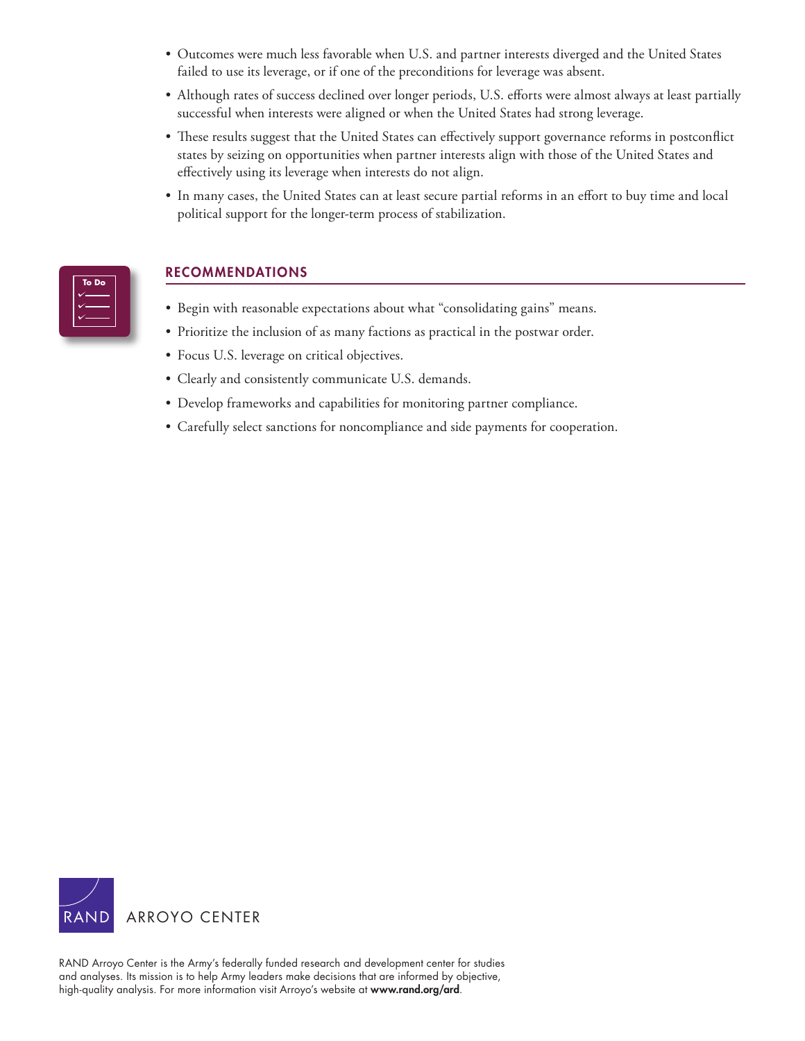- Outcomes were much less favorable when U.S. and partner interests diverged and the United States failed to use its leverage, or if one of the preconditions for leverage was absent.
- Although rates of success declined over longer periods, U.S. efforts were almost always at least partially successful when interests were aligned or when the United States had strong leverage.
- These results suggest that the United States can effectively support governance reforms in postconflict states by seizing on opportunities when partner interests align with those of the United States and effectively using its leverage when interests do not align.
- In many cases, the United States can at least secure partial reforms in an effort to buy time and local political support for the longer-term process of stabilization.

## RECOMMENDATIONS

- Begin with reasonable expectations about what "consolidating gains" means.
- Prioritize the inclusion of as many factions as practical in the postwar order.
- Focus U.S. leverage on critical objectives.
- Clearly and consistently communicate U.S. demands.
- Develop frameworks and capabilities for monitoring partner compliance.
- Carefully select sanctions for noncompliance and side payments for cooperation.

RAND ARROYO CENTER

RAND Arroyo Center is the Army's federally funded research and development center for studies and analyses. Its mission is to help Army leaders make decisions that are informed by objective, high-quality analysis. For more information visit Arroyo's website at **www.rand.org/ard**.